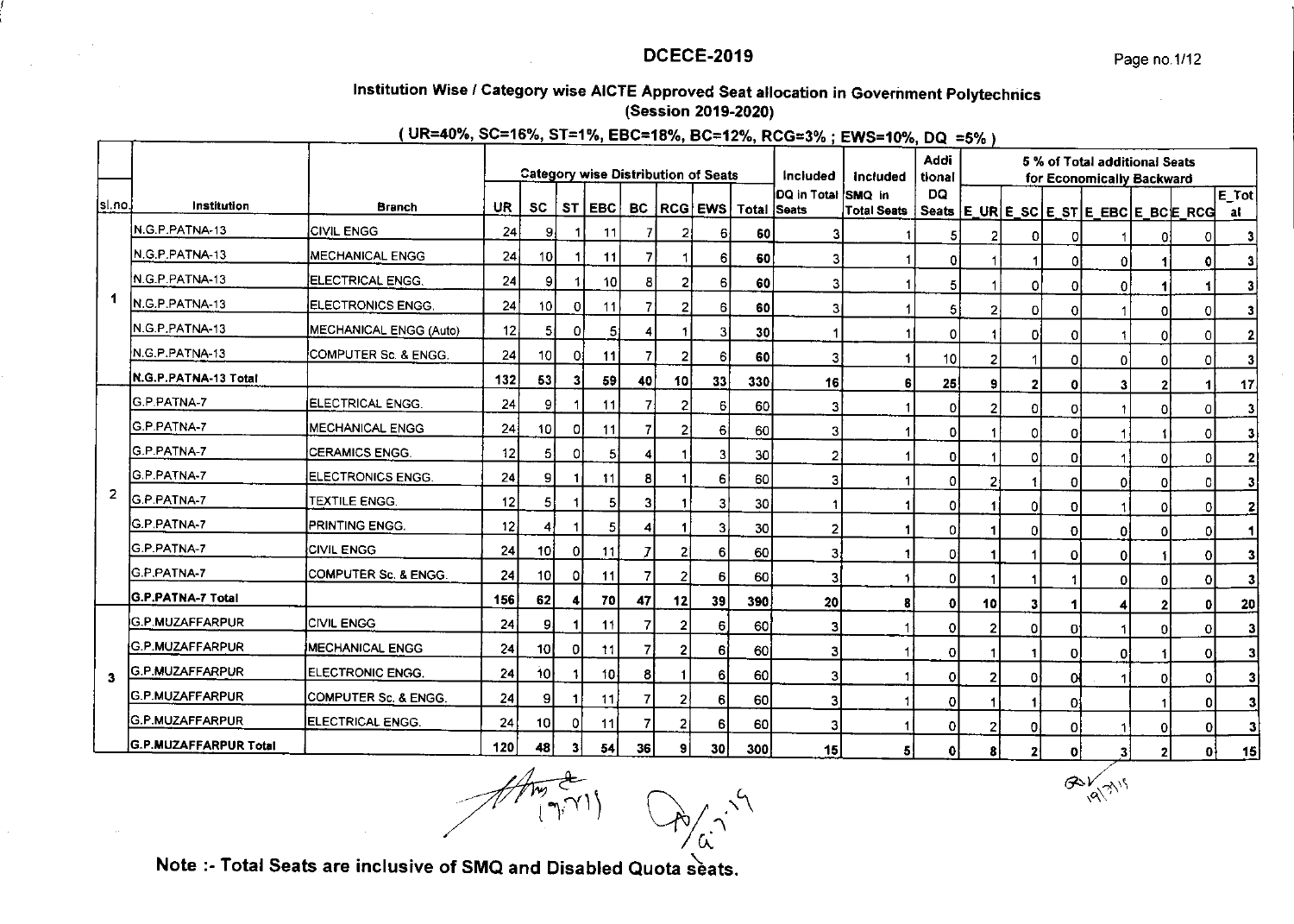# DCECE-2019

## Institution Wise / Category wise AICTE Approved Seat allocation in Government Polytechnics (Session 2019-2020)

**( UR=40%, SC=16%, ST=1%, EBC=18%, BC=12%, RCG=3% ; EWS=10%, DQ =5% )**

| Sl.no. | Institution | Branch | Category wise Distribution of Seats | | | | | | | | Included | Included | Additional | 5 % of Total additional Seats for Economically Backward | | | | | | |
|---|---|---|---|---|---|---|---|---|---|---|---|---|---|---|---|---|---|---|---|---|
| | | | UR | SC | ST | EBC | BC | RCG | EWS | Total | DQ in Total Seats | SMQ in Total Seats | DQ Seats | E_UR | E_SC | E_ST | E_EBC | E_BC | E_RCG | E_Total |
| 1 | N.G.P.PATNA-13 | CIVIL ENGG | 24 | 9 | 1 | 11 | 7 | 2 | 6 | 60 | 3 | 1 | 5 | 2 | 0 | 0 | 1 | 0 | 0 | 3 |
| | N.G.P.PATNA-13 | MECHANICAL ENGG | 24 | 10 | 1 | 11 | 7 | 1 | 6 | 60 | 3 | 1 | 0 | 1 | 1 | 0 | 0 | 1 | 0 | 3 |
| | N.G.P.PATNA-13 | ELECTRICAL ENGG. | 24 | 9 | 1 | 10 | 8 | 2 | 6 | 60 | 3 | 1 | 5 | 1 | 0 | 0 | 0 | 1 | 1 | 3 |
| | N.G.P.PATNA-13 | ELECTRONICS ENGG. | 24 | 10 | 0 | 11 | 7 | 2 | 6 | 60 | 3 | 1 | 5 | 2 | 0 | 0 | 1 | 0 | 0 | 3 |
| | N.G.P.PATNA-13 | MECHANICAL ENGG (Auto) | 12 | 5 | 0 | 5 | 4 | 1 | 3 | 30 | 1 | 1 | 0 | 1 | 0 | 0 | 1 | 0 | 0 | 2 |
| | N.G.P.PATNA-13 | COMPUTER Sc. & ENGG. | 24 | 10 | 0 | 11 | 7 | 2 | 6 | 60 | 3 | 1 | 10 | 2 | 1 | 0 | 0 | 0 | 0 | 3 |
| | **N.G.P.PATNA-13 Total** | | **132** | **53** | **3** | **59** | **40** | **10** | **33** | **330** | **16** | **6** | **25** | **9** | **2** | **0** | **3** | **2** | **1** | **17** |
| 2 | G.P.PATNA-7 | ELECTRICAL ENGG. | 24 | 9 | 1 | 11 | 7 | 2 | 6 | 60 | 3 | 1 | 0 | 2 | 0 | 0 | 1 | 0 | 0 | 3 |
| | G.P.PATNA-7 | MECHANICAL ENGG | 24 | 10 | 0 | 11 | 7 | 2 | 6 | 60 | 3 | 1 | 0 | 1 | 0 | 0 | 1 | 1 | 0 | 3 |
| | G.P.PATNA-7 | CERAMICS ENGG. | 12 | 5 | 0 | 5 | 4 | 1 | 3 | 30 | 2 | 1 | 0 | 1 | 0 | 0 | 1 | 0 | 0 | 2 |
| | G.P.PATNA-7 | ELECTRONICS ENGG. | 24 | 9 | 1 | 11 | 8 | 1 | 6 | 60 | 3 | 1 | 0 | 2 | 1 | 0 | 0 | 0 | 0 | 3 |
| | G.P.PATNA-7 | TEXTILE ENGG. | 12 | 5 | 1 | 5 | 3 | 1 | 3 | 30 | 1 | 1 | 0 | 1 | 0 | 0 | 1 | 0 | 0 | 2 |
| | G.P.PATNA-7 | PRINTING ENGG. | 12 | 4 | 1 | 5 | 4 | 1 | 3 | 30 | 2 | 1 | 0 | 1 | 0 | 0 | 0 | 0 | 0 | 1 |
| | G.P.PATNA-7 | CIVIL ENGG | 24 | 10 | 0 | 11 | 7 | 2 | 6 | 60 | 3 | 1 | 0 | 1 | 1 | 0 | 0 | 1 | 0 | 3 |
| | G.P.PATNA-7 | COMPUTER Sc. & ENGG. | 24 | 10 | 0 | 11 | 7 | 2 | 6 | 60 | 3 | 1 | 0 | 1 | 1 | 1 | 0 | 0 | 0 | 3 |
| | **G.P.PATNA-7 Total** | | **156** | **62** | **4** | **70** | **47** | **12** | **39** | **390** | **20** | **8** | **0** | **10** | **3** | **1** | **4** | **2** | **0** | **20** |
| 3 | G.P.MUZAFFARPUR | CIVIL ENGG | 24 | 9 | 1 | 11 | 7 | 2 | 6 | 60 | 3 | 1 | 0 | 2 | 0 | 0 | 1 | 0 | 0 | 3 |
| | G.P.MUZAFFARPUR | MECHANICAL ENGG | 24 | 10 | 0 | 11 | 7 | 2 | 6 | 60 | 3 | 1 | 0 | 1 | 1 | 0 | 0 | 1 | 0 | 3 |
| | G.P.MUZAFFARPUR | ELECTRONIC ENGG. | 24 | 10 | 1 | 10 | 8 | 1 | 6 | 60 | 3 | 1 | 0 | 2 | 0 | 0 | 1 | 0 | 0 | 3 |
| | G.P.MUZAFFARPUR | COMPUTER Sc. & ENGG. | 24 | 9 | 1 | 11 | 7 | 2 | 6 | 60 | 3 | 1 | 0 | 1 | 1 | 0 | | 1 | 0 | 3 |
| | G.P.MUZAFFARPUR | ELECTRICAL ENGG. | 24 | 10 | 0 | 11 | 7 | 2 | 6 | 60 | 3 | 1 | 0 | 2 | 0 | 0 | 1 | 0 | 0 | 3 |
| | **G.P.MUZAFFARPUR Total** | | **120** | **48** | **3** | **54** | **36** | **9** | **30** | **300** | **15** | **5** | **0** | **8** | **2** | **0** | **3** | **2** | **0** | **15** |

**Note :- Total Seats are inclusive of SMQ and Disabled Quota seats.**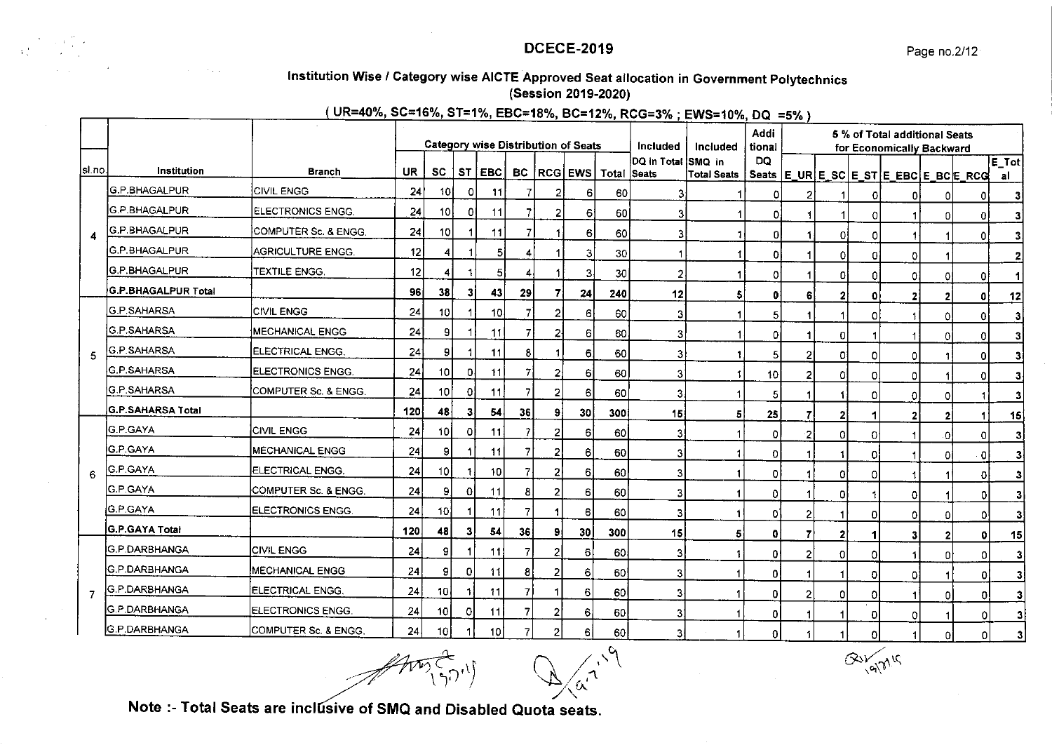# DCECE-2019

## Institution Wise / Category wise AICTE Approved Seat allocation in Government Polytechnics (Session 2019-2020)

( UR=40%, SC=16%, ST=1%, EBC=18%, BC=12%, RCG=3% ; EWS=10%, DQ =5% )

| sl.no. | Institution | Branch | Category wise Distribution of Seats | | | | | | | | Included | Included | Additional | 5 % of Total additional Seats for Economically Backward | | | | | | |
|---|---|---|---|---|---|---|---|---|---|---|---|---|---|---|---|---|---|---|---|---|
| | | | UR | SC | ST | EBC | BC | RCG | EWS | Total | DQ in Total Seats | SMQ in Total Seats | DQ Seats | E_UR | E_SC | E_ST | E_EBC | E_BC | E_RCG | E_Total |
| 4 | G.P.BHAGALPUR | CIVIL ENGG | 24 | 10 | 0 | 11 | 7 | 2 | 6 | 60 | 3 | 1 | 0 | 2 | 1 | 0 | 0 | 0 | 0 | 3 |
| | G.P.BHAGALPUR | ELECTRONICS ENGG. | 24 | 10 | 0 | 11 | 7 | 2 | 6 | 60 | 3 | 1 | 0 | 1 | 1 | 0 | 1 | 0 | 0 | 3 |
| | G.P.BHAGALPUR | COMPUTER Sc. & ENGG. | 24 | 10 | 1 | 11 | 7 | 1 | 6 | 60 | 3 | 1 | 0 | 1 | 0 | 0 | 1 | 1 | 0 | 3 |
| | G.P.BHAGALPUR | AGRICULTURE ENGG. | 12 | 4 | 1 | 5 | 4 | 1 | 3 | 30 | 1 | 1 | 0 | 1 | 0 | 0 | 0 | 1 | | 2 |
| | G.P.BHAGALPUR | TEXTILE ENGG. | 12 | 4 | 1 | 5 | 4 | 1 | 3 | 30 | 2 | 1 | 0 | 1 | 0 | 0 | 0 | 0 | 0 | 1 |
| | **G.P.BHAGALPUR Total** | | **96** | **38** | **3** | **43** | **29** | **7** | **24** | **240** | **12** | **5** | **0** | **6** | **2** | **0** | **2** | **2** | **0** | **12** |
| 5 | G.P.SAHARSA | CIVIL ENGG | 24 | 10 | 1 | 10 | 7 | 2 | 6 | 60 | 3 | 1 | 5 | 1 | 1 | 0 | 1 | 0 | 0 | 3 |
| | G.P.SAHARSA | MECHANICAL ENGG | 24 | 9 | 1 | 11 | 7 | 2 | 6 | 60 | 3 | 1 | 0 | 1 | 0 | 1 | 1 | 0 | 0 | 3 |
| | G.P.SAHARSA | ELECTRICAL ENGG. | 24 | 9 | 1 | 11 | 8 | 1 | 6 | 60 | 3 | 1 | 5 | 2 | 0 | 0 | 0 | 1 | 0 | 3 |
| | G.P.SAHARSA | ELECTRONICS ENGG. | 24 | 10 | 0 | 11 | 7 | 2 | 6 | 60 | 3 | 1 | 10 | 2 | 0 | 0 | 0 | 1 | 0 | 3 |
| | G.P.SAHARSA | COMPUTER Sc. & ENGG. | 24 | 10 | 0 | 11 | 7 | 2 | 6 | 60 | 3 | 1 | 5 | 1 | 1 | 0 | 0 | 0 | 1 | 3 |
| | **G.P.SAHARSA Total** | | **120** | **48** | **3** | **54** | **36** | **9** | **30** | **300** | **15** | **5** | **25** | **7** | **2** | **1** | **2** | **2** | **1** | **15** |
| 6 | G.P.GAYA | CIVIL ENGG | 24 | 10 | 0 | 11 | 7 | 2 | 6 | 60 | 3 | 1 | 0 | 2 | 0 | 0 | 1 | 0 | 0 | 3 |
| | G.P.GAYA | MECHANICAL ENGG | 24 | 9 | 1 | 11 | 7 | 2 | 6 | 60 | 3 | 1 | 0 | 1 | 1 | 0 | 1 | 0 | 0 | 3 |
| | G.P.GAYA | ELECTRICAL ENGG. | 24 | 10 | 1 | 10 | 7 | 2 | 6 | 60 | 3 | 1 | 0 | 1 | 0 | 0 | 1 | 1 | 0 | 3 |
| | G.P.GAYA | COMPUTER Sc. & ENGG. | 24 | 9 | 0 | 11 | 8 | 2 | 6 | 60 | 3 | 1 | 0 | 1 | 0 | 1 | 0 | 1 | 0 | 3 |
| | G.P.GAYA | ELECTRONICS ENGG. | 24 | 10 | 1 | 11 | 7 | 1 | 6 | 60 | 3 | 1 | 0 | 2 | 1 | 0 | 0 | 0 | 0 | 3 |
| | **G.P.GAYA Total** | | **120** | **48** | **3** | **54** | **36** | **9** | **30** | **300** | **15** | **5** | **0** | **7** | **2** | **1** | **3** | **2** | **0** | **15** |
| 7 | G.P.DARBHANGA | CIVIL ENGG | 24 | 9 | 1 | 11 | 7 | 2 | 6 | 60 | 3 | 1 | 0 | 2 | 0 | 0 | 1 | 0 | 0 | 3 |
| | G.P.DARBHANGA | MECHANICAL ENGG | 24 | 9 | 0 | 11 | 8 | 2 | 6 | 60 | 3 | 1 | 0 | 1 | 1 | 0 | 0 | 1 | 0 | 3 |
| | G.P.DARBHANGA | ELECTRICAL ENGG. | 24 | 10 | 1 | 11 | 7 | 1 | 6 | 60 | 3 | 1 | 0 | 2 | 0 | 0 | 1 | 0 | 0 | 3 |
| | G.P.DARBHANGA | ELECTRONICS ENGG. | 24 | 10 | 0 | 11 | 7 | 2 | 6 | 60 | 3 | 1 | 0 | 1 | 1 | 0 | 0 | 1 | 0 | 3 |
| | G.P.DARBHANGA | COMPUTER Sc. & ENGG. | 24 | 10 | 1 | 10 | 7 | 2 | 6 | 60 | 3 | 1 | 0 | 1 | 1 | 0 | 1 | 0 | 0 | 3 |

**Note :- Total Seats are inclusive of SMQ and Disabled Quota seats.**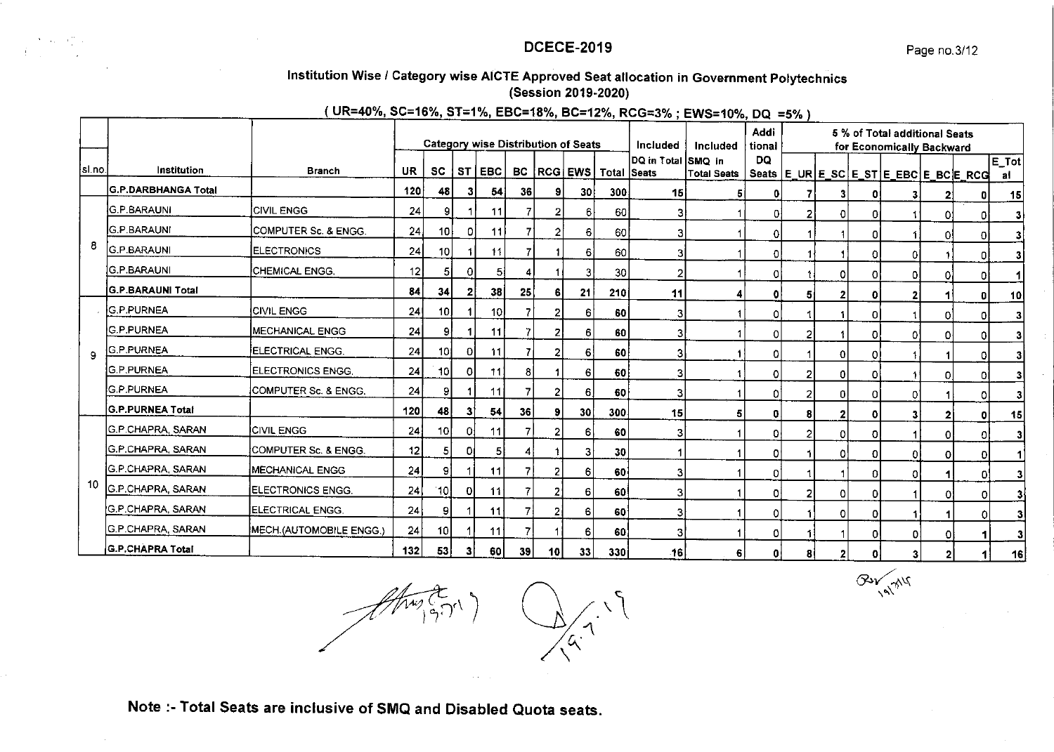## DCECE-2019

### Institution Wise / Category wise AICTE Approved Seat allocation in Government Polytechnics (Session 2019-2020)

**( UR=40%, SC=16%, ST=1%, EBC=18%, BC=12%, RCG=3% ; EWS=10%, DQ =5% )**

| sl.no. | Institution | Branch | Category wise Distribution of Seats | | | | | | | | Included | Included | Additional | 5 % of Total additional Seats for Economically Backward | | | | | | |
|---|---|---|---|---|---|---|---|---|---|---|---|---|---|---|---|---|---|---|---|---|
| | | | UR | SC | ST | EBC | BC | RCG | EWS | Total | DQ in Total Seats | SMQ in Total Seats | DQ Seats | E_UR | E_SC | E_ST | E_EBC | E_BC | E_RCG | E_Total |
| | G.P.DARBHANGA Total | | 120 | 48 | 3 | 54 | 36 | 9 | 30 | 300 | 15 | 5 | 0 | 7 | 3 | 0 | 3 | 2 | 0 | 15 |
| 8 | G.P.BARAUNI | CIVIL ENGG | 24 | 9 | 1 | 11 | 7 | 2 | 6 | 60 | 3 | 1 | 0 | 2 | 0 | 0 | 1 | 0 | 0 | 3 |
| | G.P.BARAUNI | COMPUTER Sc. & ENGG. | 24 | 10 | 0 | 11 | 7 | 2 | 6 | 60 | 3 | 1 | 0 | 1 | 1 | 0 | 1 | 0 | 0 | 3 |
| | G.P.BARAUNI | ELECTRONICS | 24 | 10 | 1 | 11 | 7 | 1 | 6 | 60 | 3 | 1 | 0 | 1 | 1 | 0 | 0 | 1 | 0 | 3 |
| | G.P.BARAUNI | CHEMICAL ENGG. | 12 | 5 | 0 | 5 | 4 | 1 | 3 | 30 | 2 | 1 | 0 | 1 | 0 | 0 | 0 | 0 | 0 | 1 |
| | G.P.BARAUNI Total | | 84 | 34 | 2 | 38 | 25 | 6 | 21 | 210 | 11 | 4 | 0 | 5 | 2 | 0 | 2 | 1 | 0 | 10 |
| 9 | G.P.PURNEA | CIVIL ENGG | 24 | 10 | 1 | 10 | 7 | 2 | 6 | 60 | 3 | 1 | 0 | 1 | 1 | 0 | 1 | 0 | 0 | 3 |
| | G.P.PURNEA | MECHANICAL ENGG | 24 | 9 | 1 | 11 | 7 | 2 | 6 | 60 | 3 | 1 | 0 | 2 | 1 | 0 | 0 | 0 | 0 | 3 |
| | G.P.PURNEA | ELECTRICAL ENGG. | 24 | 10 | 0 | 11 | 7 | 2 | 6 | 60 | 3 | 1 | 0 | 1 | 0 | 0 | 1 | 1 | 0 | 3 |
| | G.P.PURNEA | ELECTRONICS ENGG. | 24 | 10 | 0 | 11 | 8 | 1 | 6 | 60 | 3 | 1 | 0 | 2 | 0 | 0 | 1 | 0 | 0 | 3 |
| | G.P.PURNEA | COMPUTER Sc. & ENGG. | 24 | 9 | 1 | 11 | 7 | 2 | 6 | 60 | 3 | 1 | 0 | 2 | 0 | 0 | 0 | 1 | 0 | 3 |
| | G.P.PURNEA Total | | 120 | 48 | 3 | 54 | 36 | 9 | 30 | 300 | 15 | 5 | 0 | 8 | 2 | 0 | 3 | 2 | 0 | 15 |
| 10 | G.P.CHAPRA, SARAN | CIVIL ENGG | 24 | 10 | 0 | 11 | 7 | 2 | 6 | 60 | 3 | 1 | 0 | 2 | 0 | 0 | 1 | 0 | 0 | 3 |
| | G.P.CHAPRA, SARAN | COMPUTER Sc. & ENGG. | 12 | 5 | 0 | 5 | 4 | 1 | 3 | 30 | 1 | 1 | 0 | 1 | 0 | 0 | 0 | 0 | 0 | 1 |
| | G.P.CHAPRA, SARAN | MECHANICAL ENGG | 24 | 9 | 1 | 11 | 7 | 2 | 6 | 60 | 3 | 1 | 0 | 1 | 1 | 0 | 0 | 1 | 0 | 3 |
| | G.P.CHAPRA, SARAN | ELECTRONICS ENGG. | 24 | 10 | 0 | 11 | 7 | 2 | 6 | 60 | 3 | 1 | 0 | 2 | 0 | 0 | 1 | 0 | 0 | 3 |
| | G.P.CHAPRA, SARAN | ELECTRICAL ENGG. | 24 | 9 | 1 | 11 | 7 | 2 | 6 | 60 | 3 | 1 | 0 | 1 | 0 | 0 | 1 | 1 | 0 | 3 |
| | G.P.CHAPRA, SARAN | MECH.(AUTOMOBILE ENGG.) | 24 | 10 | 1 | 11 | 7 | 1 | 6 | 60 | 3 | 1 | 0 | 1 | 1 | 0 | 0 | 0 | 1 | 3 |
| | G.P.CHAPRA Total | | 132 | 53 | 3 | 60 | 39 | 10 | 33 | 330 | 16 | 6 | 0 | 8 | 2 | 0 | 3 | 2 | 1 | 16 |

**Note :- Total Seats are inclusive of SMQ and Disabled Quota seats.**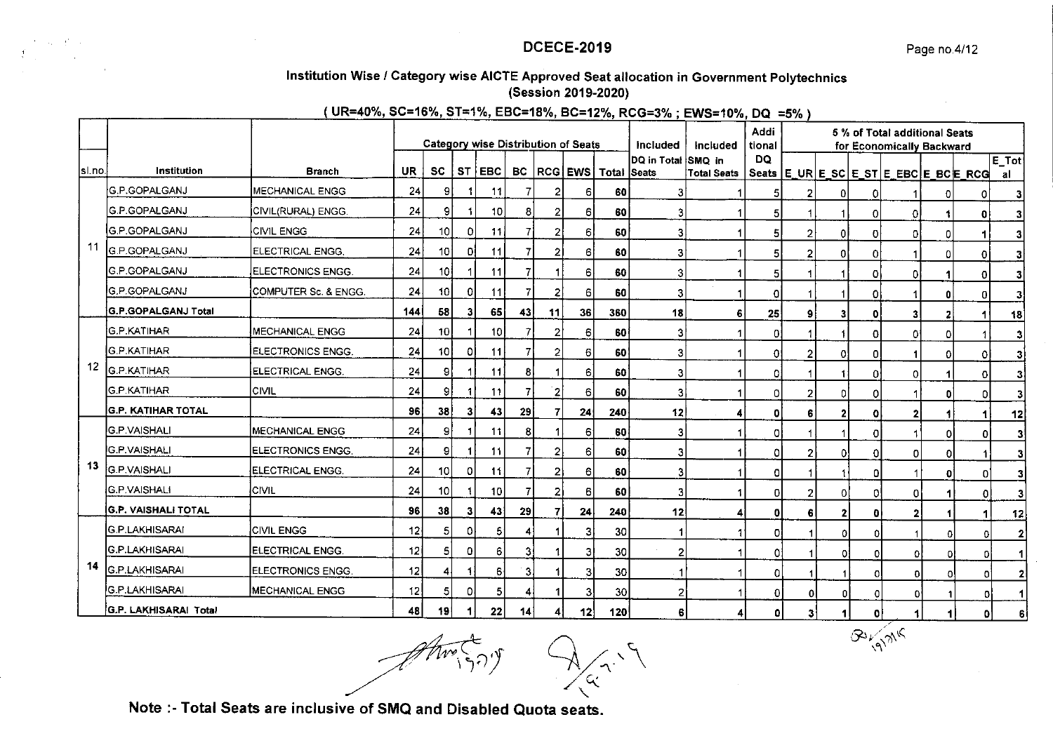# DCECE-2019

## Institution Wise / Category wise AICTE Approved Seat allocation in Government Polytechnics (Session 2019-2020)

**( UR=40%, SC=16%, ST=1%, EBC=18%, BC=12%, RCG=3% ; EWS=10%, DQ =5% )**

| sl.no. | Institution | Branch | Category wise Distribution of Seats | | | | | | | | Included | Included | Additional | 5 % of Total additional Seats for Economically Backward | | | | | | |
|---|---|---|---|---|---|---|---|---|---|---|---|---|---|---|---|---|---|---|---|---|
| | | | UR | SC | ST | EBC | BC | RCG | EWS | Total | DQ in Total Seats | SMQ in Total Seats | DQ Seats | E_UR | E_SC | E_ST | E_EBC | E_BC | E_RCG | E_Total |
| 11 | G.P.GOPALGANJ | MECHANICAL ENGG | 24 | 9 | 1 | 11 | 7 | 2 | 6 | 60 | 3 | 1 | 5 | 2 | 0 | 0 | 1 | 0 | 0 | 3 |
| | G.P.GOPALGANJ | CIVIL(RURAL) ENGG. | 24 | 9 | 1 | 10 | 8 | 2 | 6 | 60 | 3 | 1 | 5 | 1 | 1 | 0 | 0 | 1 | 0 | 3 |
| | G.P.GOPALGANJ | CIVIL ENGG | 24 | 10 | 0 | 11 | 7 | 2 | 6 | 60 | 3 | 1 | 5 | 2 | 0 | 0 | 0 | 0 | 1 | 3 |
| | G.P.GOPALGANJ | ELECTRICAL ENGG. | 24 | 10 | 0 | 11 | 7 | 2 | 6 | 60 | 3 | 1 | 5 | 2 | 0 | 0 | 1 | 0 | 0 | 3 |
| | G.P.GOPALGANJ | ELECTRONICS ENGG. | 24 | 10 | 1 | 11 | 7 | 1 | 6 | 60 | 3 | 1 | 5 | 1 | 1 | 0 | 0 | 1 | 0 | 3 |
| | G.P.GOPALGANJ | COMPUTER Sc. & ENGG. | 24 | 10 | 0 | 11 | 7 | 2 | 6 | 60 | 3 | 1 | 0 | 1 | 1 | 0 | 1 | 0 | 0 | 3 |
| | **G.P.GOPALGANJ Total** | | **144** | **58** | **3** | **65** | **43** | **11** | **36** | **360** | **18** | **6** | **25** | **9** | **3** | **0** | **3** | **2** | **1** | **18** |
| 12 | G.P.KATIHAR | MECHANICAL ENGG | 24 | 10 | 1 | 10 | 7 | 2 | 6 | 60 | 3 | 1 | 0 | 1 | 1 | 0 | 0 | 0 | 1 | 3 |
| | G.P.KATIHAR | ELECTRONICS ENGG. | 24 | 10 | 0 | 11 | 7 | 2 | 6 | 60 | 3 | 1 | 0 | 2 | 0 | 0 | 1 | 0 | 0 | 3 |
| | G.P.KATIHAR | ELECTRICAL ENGG. | 24 | 9 | 1 | 11 | 8 | 1 | 6 | 60 | 3 | 1 | 0 | 1 | 1 | 0 | 0 | 1 | 0 | 3 |
| | G.P.KATIHAR | CIVIL | 24 | 9 | 1 | 11 | 7 | 2 | 6 | 60 | 3 | 1 | 0 | 2 | 0 | 0 | 1 | 0 | 0 | 3 |
| | **G.P. KATIHAR TOTAL** | | **96** | **38** | **3** | **43** | **29** | **7** | **24** | **240** | **12** | **4** | **0** | **6** | **2** | **0** | **2** | **1** | **1** | **12** |
| 13 | G.P.VAISHALI | MECHANICAL ENGG | 24 | 9 | 1 | 11 | 8 | 1 | 6 | 60 | 3 | 1 | 0 | 1 | 1 | 0 | 1 | 0 | 0 | 3 |
| | G.P.VAISHALI | ELECTRONICS ENGG. | 24 | 9 | 1 | 11 | 7 | 2 | 6 | 60 | 3 | 1 | 0 | 2 | 0 | 0 | 0 | 0 | 1 | 3 |
| | G.P.VAISHALI | ELECTRICAL ENGG. | 24 | 10 | 0 | 11 | 7 | 2 | 6 | 60 | 3 | 1 | 0 | 1 | 1 | 0 | 1 | 0 | 0 | 3 |
| | G.P.VAISHALI | CIVIL | 24 | 10 | 1 | 10 | 7 | 2 | 6 | 60 | 3 | 1 | 0 | 2 | 0 | 0 | 0 | 1 | 0 | 3 |
| | **G.P. VAISHALI TOTAL** | | **96** | **38** | **3** | **43** | **29** | **7** | **24** | **240** | **12** | **4** | **0** | **6** | **2** | **0** | **2** | **1** | **1** | **12** |
| 14 | G.P.LAKHISARAI | CIVIL ENGG | 12 | 5 | 0 | 5 | 4 | 1 | 3 | 30 | 1 | 1 | 0 | 1 | 0 | 0 | 1 | 0 | 0 | 2 |
| | G.P.LAKHISARAI | ELECTRICAL ENGG. | 12 | 5 | 0 | 6 | 3 | 1 | 3 | 30 | 2 | 1 | 0 | 1 | 0 | 0 | 0 | 0 | 0 | 1 |
| | G.P.LAKHISARAI | ELECTRONICS ENGG. | 12 | 4 | 1 | 6 | 3 | 1 | 3 | 30 | 1 | 1 | 0 | 1 | 1 | 0 | 0 | 0 | 0 | 2 |
| | G.P.LAKHISARAI | MECHANICAL ENGG | 12 | 5 | 0 | 5 | 4 | 1 | 3 | 30 | 2 | 1 | 0 | 0 | 0 | 0 | 0 | 1 | 0 | 1 |
| | **G.P. LAKHISARAI Total** | | **48** | **19** | **1** | **22** | **14** | **4** | **12** | **120** | **6** | **4** | **0** | **3** | **1** | **0** | **1** | **1** | **0** | **6** |

**Note :- Total Seats are inclusive of SMQ and Disabled Quota seats.**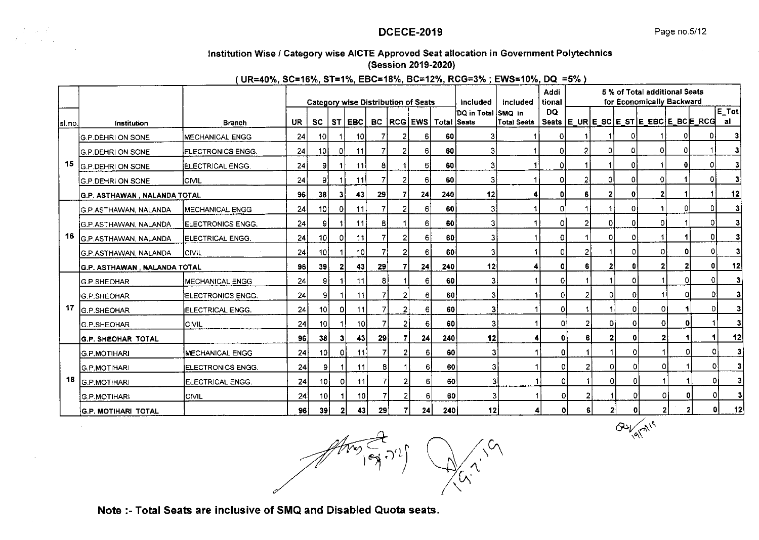## DCECE-2019

### Institution Wise / Category wise AICTE Approved Seat allocation in Government Polytechnics (Session 2019-2020)

**( UR=40%, SC=16%, ST=1%, EBC=18%, BC=12%, RCG=3% ; EWS=10%, DQ =5% )**

| sl.no. | Institution | Branch | Category wise Distribution of Seats | | | | | | | | Included DQ in Total Seats | Included SMQ in Total Seats | Additional DQ Seats | 5 % of Total additional Seats for Economically Backward | | | | | | |
|---|---|---|---|---|---|---|---|---|---|---|---|---|---|---|---|---|---|---|---|---|
| | | | UR | SC | ST | EBC | BC | RCG | EWS | Total | | | | E_UR | E_SC | E_ST | E_EBC | E_BC | E_RCG | E_Total |
| 15 | G.P.DEHRI ON SONE | MECHANICAL ENGG | 24 | 10 | 1 | 10 | 7 | 2 | 6 | 60 | 3 | 1 | 0 | 1 | 1 | 0 | 1 | 0 | 0 | 3 |
| | G.P.DEHRI ON SONE | ELECTRONICS ENGG. | 24 | 10 | 0 | 11 | 7 | 2 | 6 | 60 | 3 | 1 | 0 | 2 | 0 | 0 | 0 | 0 | 1 | 3 |
| | G.P.DEHRI ON SONE | ELECTRICAL ENGG. | 24 | 9 | 1 | 11 | 8 | 1 | 6 | 60 | 3 | 1 | 0 | 1 | 1 | 0 | 1 | 0 | 0 | 3 |
| | G.P.DEHRI ON SONE | CIVIL | 24 | 9 | 1 | 11 | 7 | 2 | 6 | 60 | 3 | 1 | 0 | 2 | 0 | 0 | 0 | 1 | 0 | 3 |
| | **G.P. ASTHAWAN , NALANDA TOTAL** | | **96** | **38** | **3** | **43** | **29** | **7** | **24** | **240** | **12** | **4** | **0** | **6** | **2** | **0** | **2** | **1** | **1** | **12** |
| 16 | G.P.ASTHAWAN, NALANDA | MECHANICAL ENGG | 24 | 10 | 0 | 11 | 7 | 2 | 6 | 60 | 3 | 1 | 0 | 1 | 1 | 0 | 1 | 0 | 0 | 3 |
| | G.P.ASTHAWAN, NALANDA | ELECTRONICS ENGG. | 24 | 9 | 1 | 11 | 8 | 1 | 6 | 60 | 3 | 1 | 0 | 2 | 0 | 0 | 0 | 1 | 0 | 3 |
| | G.P.ASTHAWAN, NALANDA | ELECTRICAL ENGG. | 24 | 10 | 0 | 11 | 7 | 2 | 6 | 60 | 3 | 1 | 0 | 1 | 0 | 0 | 1 | 1 | 0 | 3 |
| | G.P.ASTHAWAN, NALANDA | CIVIL | 24 | 10 | 1 | 10 | 7 | 2 | 6 | 60 | 3 | 1 | 0 | 2 | 1 | 0 | 0 | 0 | 0 | 3 |
| | **G.P. ASTHAWAN , NALANDA TOTAL** | | **96** | **39** | **2** | **43** | **29** | **7** | **24** | **240** | **12** | **4** | **0** | **6** | **2** | **0** | **2** | **2** | **0** | **12** |
| 17 | G.P.SHEOHAR | MECHANICAL ENGG | 24 | 9 | 1 | 11 | 8 | 1 | 6 | 60 | 3 | 1 | 0 | 1 | 1 | 0 | 1 | 0 | 0 | 3 |
| | G.P.SHEOHAR | ELECTRONICS ENGG. | 24 | 9 | 1 | 11 | 7 | 2 | 6 | 60 | 3 | 1 | 0 | 2 | 0 | 0 | 1 | 0 | 0 | 3 |
| | G.P.SHEOHAR | ELECTRICAL ENGG. | 24 | 10 | 0 | 11 | 7 | 2 | 6 | 60 | 3 | 1 | 0 | 1 | 1 | 0 | 0 | 1 | 0 | 3 |
| | G.P.SHEOHAR | CIVIL | 24 | 10 | 1 | 10 | 7 | 2 | 6 | 60 | 3 | 1 | 0 | 2 | 0 | 0 | 0 | 0 | 1 | 3 |
| | **G.P. SHEOHAR TOTAL** | | **96** | **38** | **3** | **43** | **29** | **7** | **24** | **240** | **12** | **4** | **0** | **6** | **2** | **0** | **2** | **1** | **1** | **12** |
| 18 | G.P.MOTIHARI | MECHANICAL ENGG | 24 | 10 | 0 | 11 | 7 | 2 | 6 | 60 | 3 | 1 | 0 | 1 | 1 | 0 | 1 | 0 | 0 | 3 |
| | G.P.MOTIHARI | ELECTRONICS ENGG. | 24 | 9 | 1 | 11 | 8 | 1 | 6 | 60 | 3 | 1 | 0 | 2 | 0 | 0 | 0 | 1 | 0 | 3 |
| | G.P.MOTIHARI | ELECTRICAL ENGG. | 24 | 10 | 0 | 11 | 7 | 2 | 6 | 60 | 3 | 1 | 0 | 1 | 0 | 0 | 1 | 1 | 0 | 3 |
| | G.P.MOTIHARI | CIVIL | 24 | 10 | 1 | 10 | 7 | 2 | 6 | 60 | 3 | 1 | 0 | 2 | 1 | 0 | 0 | 0 | 0 | 3 |
| | **G.P. MOTIHARI TOTAL** | | **96** | **39** | **2** | **43** | **29** | **7** | **24** | **240** | **12** | **4** | **0** | **6** | **2** | **0** | **2** | **2** | **0** | **12** |

**Note :- Total Seats are inclusive of SMQ and Disabled Quota seats.**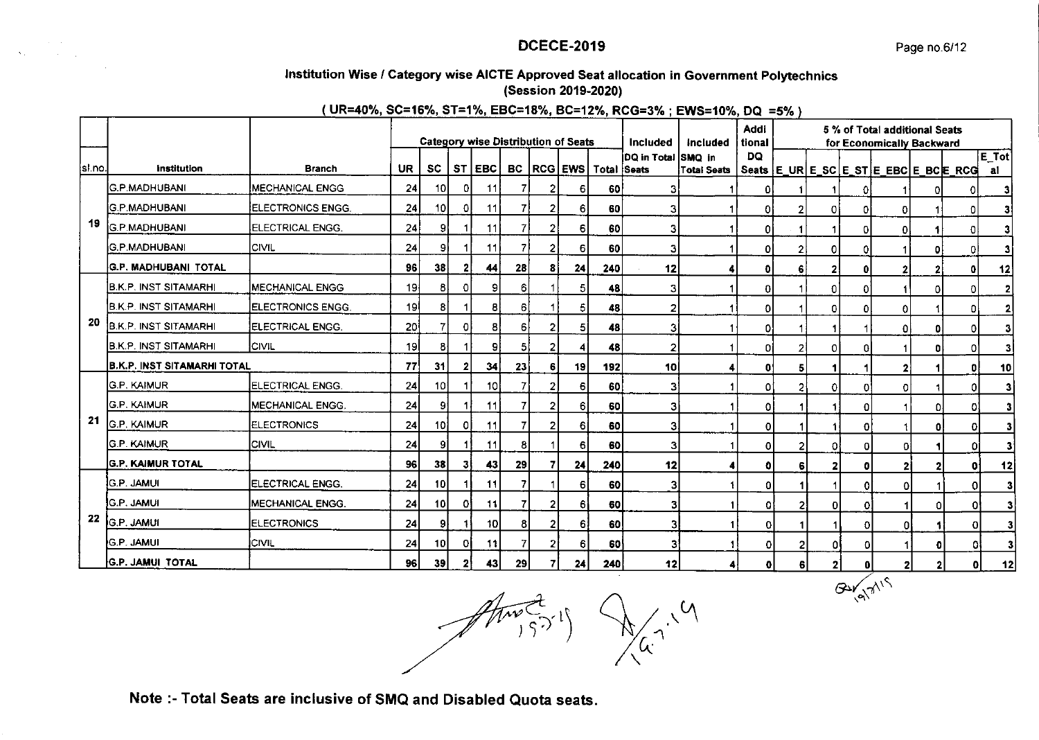# DCECE-2019

## Institution Wise / Category wise AICTE Approved Seat allocation in Government Polytechnics (Session 2019-2020)

**( UR=40%, SC=16%, ST=1%, EBC=18%, BC=12%, RCG=3% ; EWS=10%, DQ =5% )**

| sl.no. | Institution | Branch | Category wise Distribution of Seats | | | | | | | | Included | Included | Additional | 5 % of Total additional Seats for Economically Backward | | | | | | |
|---|---|---|---|---|---|---|---|---|---|---|---|---|---|---|---|---|---|---|---|---|
| | | | UR | SC | ST | EBC | BC | RCG | EWS | Total | DQ in Total Seats | SMQ in Total Seats | DQ Seats | E_UR | E_SC | E_ST | E_EBC | E_BC | E_RCG | E_Total |
| 19 | G.P.MADHUBANI | MECHANICAL ENGG | 24 | 10 | 0 | 11 | 7 | 2 | 6 | 60 | 3 | 1 | 0 | 1 | 1 | 0 | 1 | 0 | 0 | 3 |
| | G.P.MADHUBANI | ELECTRONICS ENGG. | 24 | 10 | 0 | 11 | 7 | 2 | 6 | 60 | 3 | 1 | 0 | 2 | 0 | 0 | 0 | 1 | 0 | 3 |
| | G.P.MADHUBANI | ELECTRICAL ENGG. | 24 | 9 | 1 | 11 | 7 | 2 | 6 | 60 | 3 | 1 | 0 | 1 | 1 | 0 | 0 | 1 | 0 | 3 |
| | G.P.MADHUBANI | CIVIL | 24 | 9 | 1 | 11 | 7 | 2 | 6 | 60 | 3 | 1 | 0 | 2 | 0 | 0 | 1 | 0 | 0 | 3 |
| | **G.P. MADHUBANI TOTAL** | | **96** | **38** | **2** | **44** | **28** | **8** | **24** | **240** | **12** | **4** | **0** | **6** | **2** | **0** | **2** | **2** | **0** | **12** |
| 20 | B.K.P. INST SITAMARHI | MECHANICAL ENGG | 19 | 8 | 0 | 9 | 6 | 1 | 5 | 48 | 3 | 1 | 0 | 1 | 0 | 0 | 1 | 0 | 0 | 2 |
| | B.K.P. INST SITAMARHI | ELECTRONICS ENGG. | 19 | 8 | 1 | 8 | 6 | 1 | 5 | 48 | 2 | 1 | 0 | 1 | 0 | 0 | 0 | 1 | 0 | 2 |
| | B.K.P. INST SITAMARHI | ELECTRICAL ENGG. | 20 | 7 | 0 | 8 | 6 | 2 | 5 | 48 | 3 | 1 | 0 | 1 | 1 | 1 | 0 | 0 | 0 | 3 |
| | B.K.P. INST SITAMARHI | CIVIL | 19 | 8 | 1 | 9 | 5 | 2 | 4 | 48 | 2 | 1 | 0 | 2 | 0 | 0 | 1 | 0 | 0 | 3 |
| | **B.K.P. INST SITAMARHI TOTAL** | | **77** | **31** | **2** | **34** | **23** | **6** | **19** | **192** | **10** | **4** | **0** | **5** | **1** | **1** | **2** | **1** | **0** | **10** |
| 21 | G.P. KAIMUR | ELECTRICAL ENGG. | 24 | 10 | 1 | 10 | 7 | 2 | 6 | 60 | 3 | 1 | 0 | 2 | 0 | 0 | 0 | 1 | 0 | 3 |
| | G.P. KAIMUR | MECHANICAL ENGG. | 24 | 9 | 1 | 11 | 7 | 2 | 6 | 60 | 3 | 1 | 0 | 1 | 1 | 0 | 1 | 0 | 0 | 3 |
| | G.P. KAIMUR | ELECTRONICS | 24 | 10 | 0 | 11 | 7 | 2 | 6 | 60 | 3 | 1 | 0 | 1 | 1 | 0 | 1 | 0 | 0 | 3 |
| | G.P. KAIMUR | CIVIL | 24 | 9 | 1 | 11 | 8 | 1 | 6 | 60 | 3 | 1 | 0 | 2 | 0 | 0 | 0 | 1 | 0 | 3 |
| | **G.P. KAIMUR TOTAL** | | **96** | **38** | **3** | **43** | **29** | **7** | **24** | **240** | **12** | **4** | **0** | **6** | **2** | **0** | **2** | **2** | **0** | **12** |
| 22 | G.P. JAMUI | ELECTRICAL ENGG. | 24 | 10 | 1 | 11 | 7 | 1 | 6 | 60 | 3 | 1 | 0 | 1 | 1 | 0 | 0 | 1 | 0 | 3 |
| | G.P. JAMUI | MECHANICAL ENGG. | 24 | 10 | 0 | 11 | 7 | 2 | 6 | 60 | 3 | 1 | 0 | 2 | 0 | 0 | 1 | 0 | 0 | 3 |
| | G.P. JAMUI | ELECTRONICS | 24 | 9 | 1 | 10 | 8 | 2 | 6 | 60 | 3 | 1 | 0 | 1 | 1 | 0 | 0 | 1 | 0 | 3 |
| | G.P. JAMUI | CIVIL | 24 | 10 | 0 | 11 | 7 | 2 | 6 | 60 | 3 | 1 | 0 | 2 | 0 | 0 | 1 | 0 | 0 | 3 |
| | **G.P. JAMUI TOTAL** | | **96** | **39** | **2** | **43** | **29** | **7** | **24** | **240** | **12** | **4** | **0** | **6** | **2** | **0** | **2** | **2** | **0** | **12** |

**Note :- Total Seats are inclusive of SMQ and Disabled Quota seats.**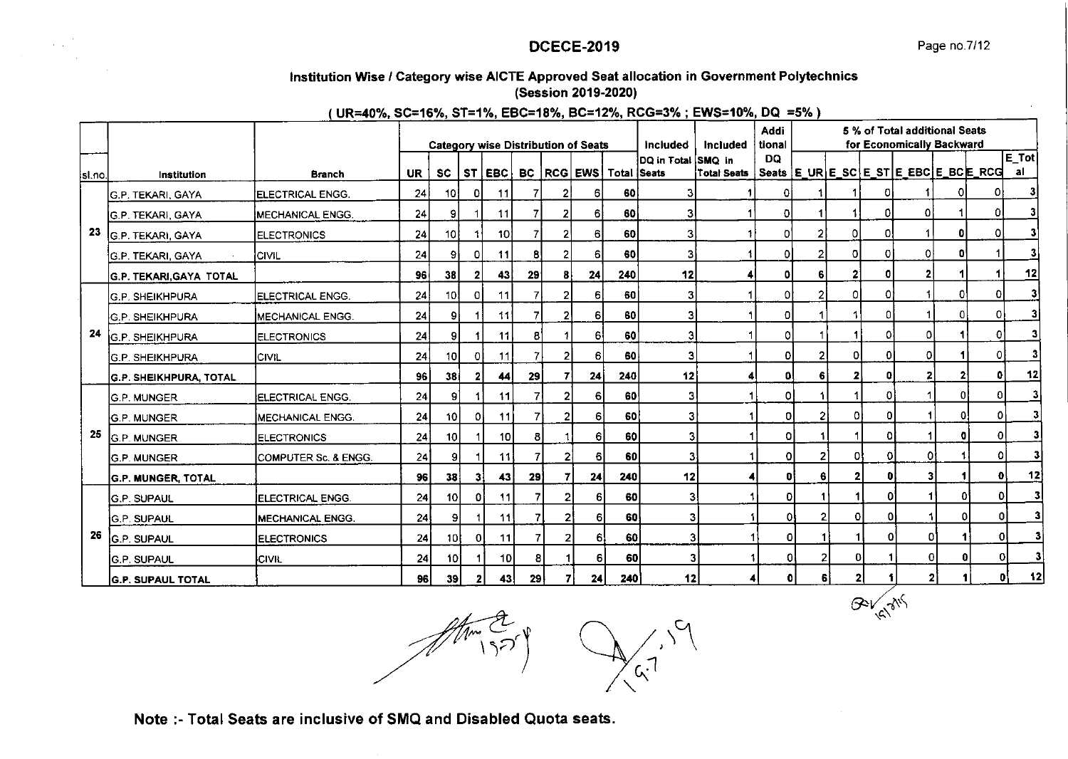## DCECE-2019

### Institution Wise / Category wise AICTE Approved Seat allocation in Government Polytechnics (Session 2019-2020)

**( UR=40%, SC=16%, ST=1%, EBC=18%, BC=12%, RCG=3% ; EWS=10%, DQ =5% )**

| sl.no. | Institution | Branch | Category wise Distribution of Seats | | | | | | | | Included | Included | Additional | 5 % of Total additional Seats for Economically Backward | | | | | | |
|---|---|---|---|---|---|---|---|---|---|---|---|---|---|---|---|---|---|---|---|---|
| | | | UR | SC | ST | EBC | BC | RCG | EWS | Total | DQ in Total Seats | SMQ in Total Seats | DQ Seats | E_UR | E_SC | E_ST | E_EBC | E_BC | E_RCG | E_Total |
| 23 | G.P. TEKARI, GAYA | ELECTRICAL ENGG. | 24 | 10 | 0 | 11 | 7 | 2 | 6 | 60 | 3 | 1 | 0 | 1 | 1 | 0 | 1 | 0 | 0 | 3 |
| | G.P. TEKARI, GAYA | MECHANICAL ENGG. | 24 | 9 | 1 | 11 | 7 | 2 | 6 | 60 | 3 | 1 | 0 | 1 | 1 | 0 | 0 | 1 | 0 | 3 |
| | G.P. TEKARI, GAYA | ELECTRONICS | 24 | 10 | 1 | 10 | 7 | 2 | 6 | 60 | 3 | 1 | 0 | 2 | 0 | 0 | 1 | 0 | 0 | 3 |
| | G.P. TEKARI, GAYA | CIVIL | 24 | 9 | 0 | 11 | 8 | 2 | 6 | 60 | 3 | 1 | 0 | 2 | 0 | 0 | 0 | 0 | 1 | 3 |
| | **G.P. TEKARI,GAYA TOTAL** | | **96** | **38** | **2** | **43** | **29** | **8** | **24** | **240** | **12** | **4** | **0** | **6** | **2** | **0** | **2** | **1** | **1** | **12** |
| 24 | G.P. SHEIKHPURA | ELECTRICAL ENGG. | 24 | 10 | 0 | 11 | 7 | 2 | 6 | 60 | 3 | 1 | 0 | 2 | 0 | 0 | 1 | 0 | 0 | 3 |
| | G.P. SHEIKHPURA | MECHANICAL ENGG. | 24 | 9 | 1 | 11 | 7 | 2 | 6 | 60 | 3 | 1 | 0 | 1 | 1 | 0 | 1 | 0 | 0 | 3 |
| | G.P. SHEIKHPURA | ELECTRONICS | 24 | 9 | 1 | 11 | 8 | 1 | 6 | 60 | 3 | 1 | 0 | 1 | 1 | 0 | 0 | 1 | 0 | 3 |
| | G.P. SHEIKHPURA | CIVIL | 24 | 10 | 0 | 11 | 7 | 2 | 6 | 60 | 3 | 1 | 0 | 2 | 0 | 0 | 0 | 1 | 0 | 3 |
| | **G.P. SHEIKHPURA, TOTAL** | | **96** | **38** | **2** | **44** | **29** | **7** | **24** | **240** | **12** | **4** | **0** | **6** | **2** | **0** | **2** | **2** | **0** | **12** |
| 25 | G.P. MUNGER | ELECTRICAL ENGG. | 24 | 9 | 1 | 11 | 7 | 2 | 6 | 60 | 3 | 1 | 0 | 1 | 1 | 0 | 1 | 0 | 0 | 3 |
| | G.P. MUNGER | MECHANICAL ENGG. | 24 | 10 | 0 | 11 | 7 | 2 | 6 | 60 | 3 | 1 | 0 | 2 | 0 | 0 | 1 | 0 | 0 | 3 |
| | G.P. MUNGER | ELECTRONICS | 24 | 10 | 1 | 10 | 8 | 1 | 6 | 60 | 3 | 1 | 0 | 1 | 1 | 0 | 1 | 0 | 0 | 3 |
| | G.P. MUNGER | COMPUTER Sc. & ENGG. | 24 | 9 | 1 | 11 | 7 | 2 | 6 | 60 | 3 | 1 | 0 | 2 | 0 | 0 | 0 | 1 | 0 | 3 |
| | **G.P. MUNGER, TOTAL** | | **96** | **38** | **3** | **43** | **29** | **7** | **24** | **240** | **12** | **4** | **0** | **6** | **2** | **0** | **3** | **1** | **0** | **12** |
| 26 | G.P. SUPAUL | ELECTRICAL ENGG. | 24 | 10 | 0 | 11 | 7 | 2 | 6 | 60 | 3 | 1 | 0 | 1 | 1 | 0 | 1 | 0 | 0 | 3 |
| | G.P. SUPAUL | MECHANICAL ENGG. | 24 | 9 | 1 | 11 | 7 | 2 | 6 | 60 | 3 | 1 | 0 | 2 | 0 | 0 | 1 | 0 | 0 | 3 |
| | G.P. SUPAUL | ELECTRONICS | 24 | 10 | 0 | 11 | 7 | 2 | 6 | 60 | 3 | 1 | 0 | 1 | 1 | 0 | 0 | 1 | 0 | 3 |
| | G.P. SUPAUL | CIVIL | 24 | 10 | 1 | 10 | 8 | 1 | 6 | 60 | 3 | 1 | 0 | 2 | 0 | 1 | 0 | 0 | 0 | 3 |
| | **G.P. SUPAUL TOTAL** | | **96** | **39** | **2** | **43** | **29** | **7** | **24** | **240** | **12** | **4** | **0** | **6** | **2** | **1** | **2** | **1** | **0** | **12** |

**Note :- Total Seats are inclusive of SMQ and Disabled Quota seats.**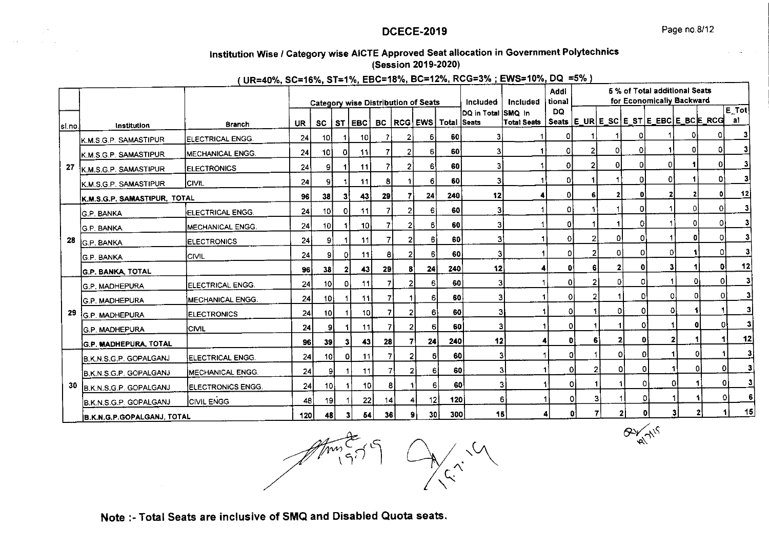## DCECE-2019

### Institution Wise / Category wise AICTE Approved Seat allocation in Government Polytechnics (Session 2019-2020)

#### ( UR=40%, SC=16%, ST=1%, EBC=18%, BC=12%, RCG=3% ; EWS=10%, DQ =5% )

| sl.no. | Institution | Branch | Category wise Distribution of Seats | | | | | | | | Included DQ in Total Seats | Included SMQ In Total Seats | Additional DQ Seats | 5 % of Total additional Seats for Economically Backward | | | | | | |
|---|---|---|---|---|---|---|---|---|---|---|---|---|---|---|---|---|---|---|---|---|
| | | | UR | SC | ST | EBC | BC | RCG | EWS | Total | | | | E_UR | E_SC | E_ST | E_EBC | E_BC | E_RCG | E_Total |
| 27 | K.M.S.G.P. SAMASTIPUR | ELECTRICAL ENGG. | 24 | 10 | 1 | 10 | 7 | 2 | 6 | 60 | 3 | 1 | 0 | 1 | 1 | 0 | 1 | 0 | 0 | 3 |
| | K.M.S.G.P. SAMASTIPUR | MECHANICAL ENGG. | 24 | 10 | 0 | 11 | 7 | 2 | 6 | 60 | 3 | 1 | 0 | 2 | 0 | 0 | 1 | 0 | 0 | 3 |
| | K.M.S.G.P. SAMASTIPUR | ELECTRONICS | 24 | 9 | 1 | 11 | 7 | 2 | 6 | 60 | 3 | 1 | 0 | 2 | 0 | 0 | 0 | 1 | 0 | 3 |
| | K.M.S.G.P. SAMASTIPUR | CIVIL | 24 | 9 | 1 | 11 | 8 | 1 | 6 | 60 | 3 | 1 | 0 | 1 | 1 | 0 | 0 | 1 | 0 | 3 |
| | **K.M.S.G.P. SAMASTIPUR, TOTAL** | | **96** | **38** | **3** | **43** | **29** | **7** | **24** | **240** | **12** | **4** | **0** | **6** | **2** | **0** | **2** | **2** | **0** | **12** |
| 28 | G.P. BANKA | ELECTRICAL ENGG. | 24 | 10 | 0 | 11 | 7 | 2 | 6 | 60 | 3 | 1 | 0 | 1 | 1 | 0 | 1 | 0 | 0 | 3 |
| | G.P. BANKA | MECHANICAL ENGG. | 24 | 10 | 1 | 10 | 7 | 2 | 6 | 60 | 3 | 1 | 0 | 1 | 1 | 0 | 1 | 0 | 0 | 3 |
| | G.P. BANKA | ELECTRONICS | 24 | 9 | 1 | 11 | 7 | 2 | 6 | 60 | 3 | 1 | 0 | 2 | 0 | 0 | 1 | 0 | 0 | 3 |
| | G.P. BANKA | CIVIL | 24 | 9 | 0 | 11 | 8 | 2 | 6 | 60 | 3 | 1 | 0 | 2 | 0 | 0 | 0 | 1 | 0 | 3 |
| | **G.P. BANKA, TOTAL** | | **96** | **38** | **2** | **43** | **29** | **8** | **24** | **240** | **12** | **4** | **0** | **6** | **2** | **0** | **3** | **1** | **0** | **12** |
| 29 | G.P. MADHEPURA | ELECTRICAL ENGG. | 24 | 10 | 0 | 11 | 7 | 2 | 6 | 60 | 3 | 1 | 0 | 2 | 0 | 0 | 1 | 0 | 0 | 3 |
| | G.P. MADHEPURA | MECHANICAL ENGG. | 24 | 10 | 1 | 11 | 7 | 1 | 6 | 60 | 3 | 1 | 0 | 2 | 1 | 0 | 0 | 0 | 0 | 3 |
| | G.P. MADHEPURA | ELECTRONICS | 24 | 10 | 1 | 10 | 7 | 2 | 6 | 60 | 3 | 1 | 0 | 1 | 0 | 0 | 0 | 1 | 1 | 3 |
| | G.P. MADHEPURA | CIVIL | 24 | 9 | 1 | 11 | 7 | 2 | 6 | 60 | 3 | 1 | 0 | 1 | 1 | 0 | 1 | 0 | 0 | 3 |
| | **G.P. MADHEPURA, TOTAL** | | **96** | **39** | **3** | **43** | **28** | **7** | **24** | **240** | **12** | **4** | **0** | **6** | **2** | **0** | **2** | **1** | **1** | **12** |
| 30 | B.K.N.S.G.P. GOPALGANJ | ELECTRICAL ENGG. | 24 | 10 | 0 | 11 | 7 | 2 | 6 | 60 | 3 | 1 | 0 | 1 | 0 | 0 | 1 | 0 | 1 | 3 |
| | B.K.N.S.G.P. GOPALGANJ | MECHANICAL ENGG. | 24 | 9 | 1 | 11 | 7 | 2 | 6 | 60 | 3 | 1 | 0 | 2 | 0 | 0 | 1 | 0 | 0 | 3 |
| | B.K.N.S.G.P. GOPALGANJ | ELECTRONICS ENGG. | 24 | 10 | 1 | 10 | 8 | 1 | 6 | 60 | 3 | 1 | 0 | 1 | 1 | 0 | 0 | 1 | 0 | 3 |
| | B.K.N.S.G.P. GOPALGANJ | CIVIL ENGG | 48 | 19 | 1 | 22 | 14 | 4 | 12 | 120 | 6 | 1 | 0 | 3 | 1 | 0 | 1 | 1 | 0 | 6 |
| | **B.K.N.G.P.GOPALGANJ, TOTAL** | | **120** | **48** | **3** | **54** | **36** | **9** | **30** | **300** | **15** | **4** | **0** | **7** | **2** | **0** | **3** | **2** | **1** | **15** |

**Note :- Total Seats are inclusive of SMQ and Disabled Quota seats.**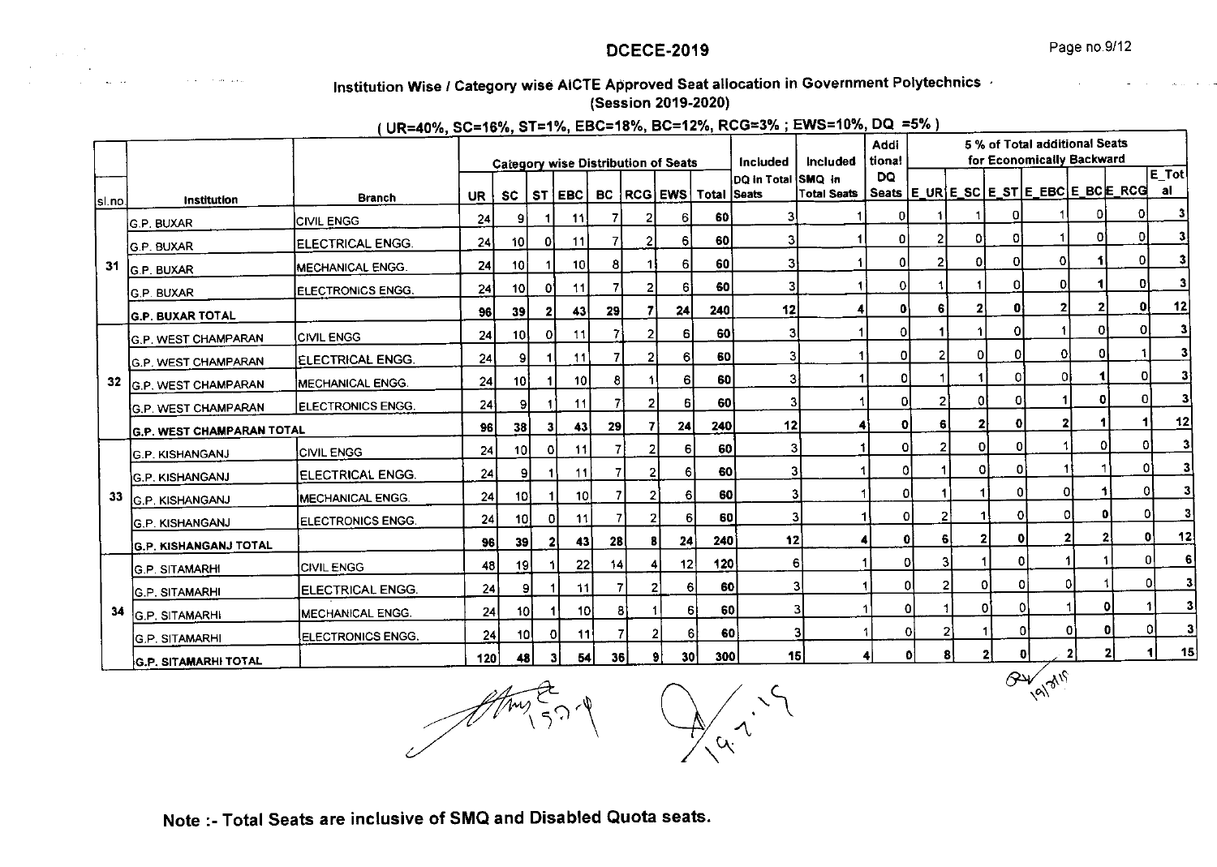## DCECE-2019

### Institution Wise / Category wise AICTE Approved Seat allocation in Government Polytechnics (Session 2019-2020)

#### ( UR=40%, SC=16%, ST=1%, EBC=18%, BC=12%, RCG=3% ; EWS=10%, DQ =5% )

| sl.no. | Institution | Branch | Category wise Distribution of Seats | | | | | | | | Included | Included | Additional | 5 % of Total additional Seats for Economically Backward | | | | | | |
|---|---|---|---|---|---|---|---|---|---|---|---|---|---|---|---|---|---|---|---|---|
| | | | UR | SC | ST | EBC | BC | RCG | EWS | Total | DQ in Total Seats | SMQ in Total Seats | DQ Seats | E_UR | E_SC | E_ST | E_EBC | E_BC | E_RCG | E_Total |
| 31 | G.P. BUXAR | CIVIL ENGG | 24 | 9 | 1 | 11 | 7 | 2 | 6 | 60 | 3 | 1 | 0 | 1 | 1 | 0 | 1 | 0 | 0 | 3 |
| | G.P. BUXAR | ELECTRICAL ENGG. | 24 | 10 | 0 | 11 | 7 | 2 | 6 | 60 | 3 | 1 | 0 | 2 | 0 | 0 | 1 | 0 | 0 | 3 |
| | G.P. BUXAR | MECHANICAL ENGG. | 24 | 10 | 1 | 10 | 8 | 1 | 6 | 60 | 3 | 1 | 0 | 2 | 0 | 0 | 0 | 1 | 0 | 3 |
| | G.P. BUXAR | ELECTRONICS ENGG. | 24 | 10 | 0 | 11 | 7 | 2 | 6 | 60 | 3 | 1 | 0 | 1 | 1 | 0 | 0 | 1 | 0 | 3 |
| | **G.P. BUXAR TOTAL** | | **96** | **39** | **2** | **43** | **29** | **7** | **24** | **240** | **12** | **4** | **0** | **6** | **2** | **0** | **2** | **2** | **0** | **12** |
| 32 | G.P. WEST CHAMPARAN | CIVIL ENGG | 24 | 10 | 0 | 11 | 7 | 2 | 6 | 60 | 3 | 1 | 0 | 1 | 1 | 0 | 1 | 0 | 0 | 3 |
| | G.P. WEST CHAMPARAN | ELECTRICAL ENGG. | 24 | 9 | 1 | 11 | 7 | 2 | 6 | 60 | 3 | 1 | 0 | 2 | 0 | 0 | 0 | 0 | 1 | 3 |
| | G.P. WEST CHAMPARAN | MECHANICAL ENGG. | 24 | 10 | 1 | 10 | 8 | 1 | 6 | 60 | 3 | 1 | 0 | 1 | 1 | 0 | 0 | 1 | 0 | 3 |
| | G.P. WEST CHAMPARAN | ELECTRONICS ENGG. | 24 | 9 | 1 | 11 | 7 | 2 | 6 | 60 | 3 | 1 | 0 | 2 | 0 | 0 | 1 | 0 | 0 | 3 |
| | **G.P. WEST CHAMPARAN TOTAL** | | **96** | **38** | **3** | **43** | **29** | **7** | **24** | **240** | **12** | **4** | **0** | **6** | **2** | **0** | **2** | **1** | **1** | **12** |
| 33 | G.P. KISHANGANJ | CIVIL ENGG | 24 | 10 | 0 | 11 | 7 | 2 | 6 | 60 | 3 | 1 | 0 | 2 | 0 | 0 | 1 | 0 | 0 | 3 |
| | G.P. KISHANGANJ | ELECTRICAL ENGG. | 24 | 9 | 1 | 11 | 7 | 2 | 6 | 60 | 3 | 1 | 0 | 1 | 0 | 0 | 1 | 1 | 0 | 3 |
| | G.P. KISHANGANJ | MECHANICAL ENGG. | 24 | 10 | 1 | 10 | 7 | 2 | 6 | 60 | 3 | 1 | 0 | 1 | 1 | 0 | 0 | 1 | 0 | 3 |
| | G.P. KISHANGANJ | ELECTRONICS ENGG. | 24 | 10 | 0 | 11 | 7 | 2 | 6 | 60 | 3 | 1 | 0 | 2 | 1 | 0 | 0 | 0 | 0 | 3 |
| | **G.P. KISHANGANJ TOTAL** | | **96** | **39** | **2** | **43** | **28** | **8** | **24** | **240** | **12** | **4** | **0** | **6** | **2** | **0** | **2** | **2** | **0** | **12** |
| 34 | G.P. SITAMARHI | CIVIL ENGG | 48 | 19 | 1 | 22 | 14 | 4 | 12 | 120 | 6 | 1 | 0 | 3 | 1 | 0 | 1 | 1 | 0 | 6 |
| | G.P. SITAMARHI | ELECTRICAL ENGG. | 24 | 9 | 1 | 11 | 7 | 2 | 6 | 60 | 3 | 1 | 0 | 2 | 0 | 0 | 0 | 1 | 0 | 3 |
| | G.P. SITAMARHI | MECHANICAL ENGG. | 24 | 10 | 1 | 10 | 8 | 1 | 6 | 60 | 3 | 1 | 0 | 1 | 0 | 0 | 1 | 0 | 1 | 3 |
| | G.P. SITAMARHI | ELECTRONICS ENGG. | 24 | 10 | 0 | 11 | 7 | 2 | 6 | 60 | 3 | 1 | 0 | 2 | 1 | 0 | 0 | 0 | 0 | 3 |
| | **G.P. SITAMARHI TOTAL** | | **120** | **48** | **3** | **54** | **36** | **9** | **30** | **300** | **15** | **4** | **0** | **8** | **2** | **0** | **2** | **2** | **1** | **15** |

**Note :- Total Seats are inclusive of SMQ and Disabled Quota seats.**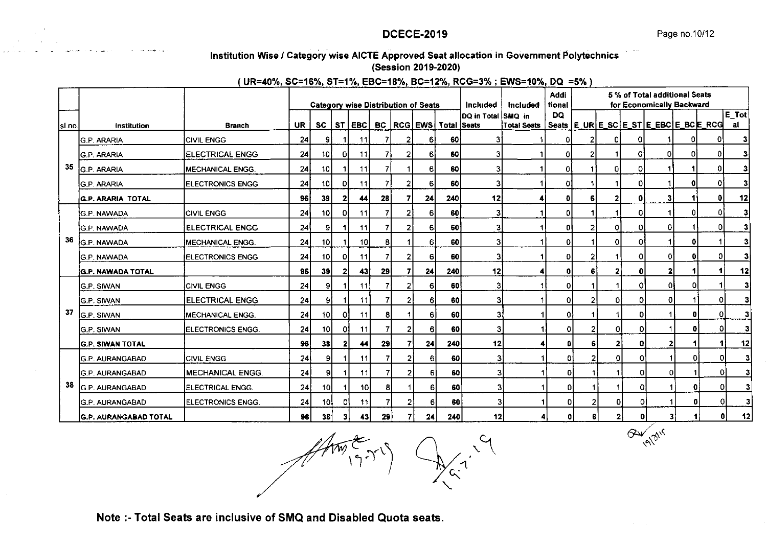## DCECE-2019

### Institution Wise / Category wise AICTE Approved Seat allocation in Government Polytechnics
### (Session 2019-2020)

**( UR=40%, SC=16%, ST=1%, EBC=18%, BC=12%, RCG=3% ; EWS=10%, DQ =5% )**

| sl.no. | Institution | Branch | Category wise Distribution of Seats | | | | | | | | Included | Included | Addi tional | 5 % of Total additional Seats for Economically Backward | | | | | | |
|---|---|---|---|---|---|---|---|---|---|---|---|---|---|---|---|---|---|---|---|---|
| | | | UR | SC | ST | EBC | BC | RCG | EWS | Total | DQ in Total Seats | SMQ in Total Seats | DQ Seats | E_UR | E_SC | E_ST | E_EBC | E_BC | E_RCG | E_Total |
| 35 | G.P. ARARIA | CIVIL ENGG | 24 | 9 | 1 | 11 | 7 | 2 | 6 | 60 | 3 | 1 | 0 | 2 | 0 | 0 | 1 | 0 | 0 | 3 |
| | G.P. ARARIA | ELECTRICAL ENGG. | 24 | 10 | 0 | 11 | 7 | 2 | 6 | 60 | 3 | 1 | 0 | 2 | 1 | 0 | 0 | 0 | 0 | 3 |
| | G.P. ARARIA | MECHANICAL ENGG. | 24 | 10 | 1 | 11 | 7 | 1 | 6 | 60 | 3 | 1 | 0 | 1 | 0 | 0 | 1 | 1 | 0 | 3 |
| | G.P. ARARIA | ELECTRONICS ENGG. | 24 | 10 | 0 | 11 | 7 | 2 | 6 | 60 | 3 | 1 | 0 | 1 | 1 | 0 | 1 | 0 | 0 | 3 |
| | **G.P. ARARIA TOTAL** | | **96** | **39** | **2** | **44** | **28** | **7** | **24** | **240** | **12** | **4** | **0** | **6** | **2** | **0** | **3** | **1** | **0** | **12** |
| 36 | G.P. NAWADA | CIVIL ENGG | 24 | 10 | 0 | 11 | 7 | 2 | 6 | 60 | 3 | 1 | 0 | 1 | 1 | 0 | 1 | 0 | 0 | 3 |
| | G.P. NAWADA | ELECTRICAL ENGG. | 24 | 9 | 1 | 11 | 7 | 2 | 6 | 60 | 3 | 1 | 0 | 2 | 0 | 0 | 0 | 1 | 0 | 3 |
| | G.P. NAWADA | MECHANICAL ENGG. | 24 | 10 | 1 | 10 | 8 | 1 | 6 | 60 | 3 | 1 | 0 | 1 | 0 | 0 | 1 | 0 | 1 | 3 |
| | G.P. NAWADA | ELECTRONICS ENGG. | 24 | 10 | 0 | 11 | 7 | 2 | 6 | 60 | 3 | 1 | 0 | 2 | 1 | 0 | 0 | 0 | 0 | 3 |
| | **G.P. NAWADA TOTAL** | | **96** | **39** | **2** | **43** | **29** | **7** | **24** | **240** | **12** | **4** | **0** | **6** | **2** | **0** | **2** | **1** | **1** | **12** |
| 37 | G.P. SIWAN | CIVIL ENGG | 24 | 9 | 1 | 11 | 7 | 2 | 6 | 60 | 3 | 1 | 0 | 1 | 1 | 0 | 0 | 0 | 1 | 3 |
| | G.P. SIWAN | ELECTRICAL ENGG. | 24 | 9 | 1 | 11 | 7 | 2 | 6 | 60 | 3 | 1 | 0 | 2 | 0 | 0 | 0 | 1 | 0 | 3 |
| | G.P. SIWAN | MECHANICAL ENGG. | 24 | 10 | 0 | 11 | 8 | 1 | 6 | 60 | 3 | 1 | 0 | 1 | 1 | 0 | 1 | 0 | 0 | 3 |
| | G.P. SIWAN | ELECTRONICS ENGG. | 24 | 10 | 0 | 11 | 7 | 2 | 6 | 60 | 3 | 1 | 0 | 2 | 0 | 0 | 1 | 0 | 0 | 3 |
| | **G.P. SIWAN TOTAL** | | **96** | **38** | **2** | **44** | **29** | **7** | **24** | **240** | **12** | **4** | **0** | **6** | **2** | **0** | **2** | **1** | **1** | **12** |
| 38 | G.P. AURANGABAD | CIVIL ENGG | 24 | 9 | 1 | 11 | 7 | 2 | 6 | 60 | 3 | 1 | 0 | 2 | 0 | 0 | 1 | 0 | 0 | 3 |
| | G.P. AURANGABAD | MECHANICAL ENGG. | 24 | 9 | 1 | 11 | 7 | 2 | 6 | 60 | 3 | 1 | 0 | 1 | 1 | 0 | 0 | 1 | 0 | 3 |
| | G.P. AURANGABAD | ELECTRICAL ENGG. | 24 | 10 | 1 | 10 | 8 | 1 | 6 | 60 | 3 | 1 | 0 | 1 | 1 | 0 | 1 | 0 | 0 | 3 |
| | G.P. AURANGABAD | ELECTRONICS ENGG. | 24 | 10 | 0 | 11 | 7 | 2 | 6 | 60 | 3 | 1 | 0 | 2 | 0 | 0 | 1 | 0 | 0 | 3 |
| | **G.P. AURANGABAD TOTAL** | | **96** | **38** | **3** | **43** | **29** | **7** | **24** | **240** | **12** | **4** | **0** | **6** | **2** | **0** | **3** | **1** | **0** | **12** |

**Note :- Total Seats are inclusive of SMQ and Disabled Quota seats.**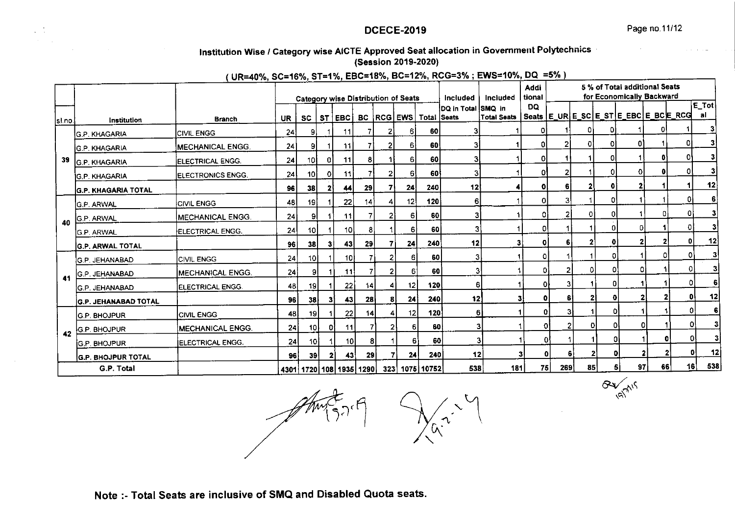## DCECE-2019

### Institution Wise / Category wise AICTE Approved Seat allocation in Government Polytechnics (Session 2019-2020)

**( UR=40%, SC=16%, ST=1%, EBC=18%, BC=12%, RCG=3% ; EWS=10%, DQ =5% )**

| | | | Category wise Distribution of Seats | | | | | | | | Included | Included | Additional | 5 % of Total additional Seats for Economically Backward | | | | | | |
|---|---|---|---|---|---|---|---|---|---|---|---|---|---|---|---|---|---|---|---|---|
| sl.no. | Institution | Branch | UR | SC | ST | EBC | BC | RCG | EWS | Total | DQ in Total Seats | SMQ in Total Seats | DQ Seats | E_UR | E_SC | E_ST | E_EBC | E_BC | E_RCG | E_Total |
| 39 | G.P. KHAGARIA | CIVIL ENGG | 24 | 9 | 1 | 11 | 7 | 2 | 6 | 60 | 3 | 1 | 0 | 1 | 0 | 0 | 1 | 0 | 1 | 3 |
| | G.P. KHAGARIA | MECHANICAL ENGG. | 24 | 9 | 1 | 11 | 7 | 2 | 6 | 60 | 3 | 1 | 0 | 2 | 0 | 0 | 0 | 1 | 0 | 3 |
| | G.P. KHAGARIA | ELECTRICAL ENGG. | 24 | 10 | 0 | 11 | 8 | 1 | 6 | 60 | 3 | 1 | 0 | 1 | 1 | 0 | 1 | 0 | 0 | 3 |
| | G.P. KHAGARIA | ELECTRONICS ENGG. | 24 | 10 | 0 | 11 | 7 | 2 | 6 | 60 | 3 | 1 | 0 | 2 | 1 | 0 | 0 | 0 | 0 | 3 |
| | **G.P. KHAGARIA TOTAL** | | **96** | **38** | **2** | **44** | **29** | **7** | **24** | **240** | **12** | **4** | **0** | **6** | **2** | **0** | **2** | **1** | **1** | **12** |
| 40 | G.P. ARWAL | CIVIL ENGG | 48 | 19 | 1 | 22 | 14 | 4 | 12 | 120 | 6 | 1 | 0 | 3 | 1 | 0 | 1 | 1 | 0 | 6 |
| | G.P. ARWAL | MECHANICAL ENGG. | 24 | 9 | 1 | 11 | 7 | 2 | 6 | 60 | 3 | 1 | 0 | 2 | 0 | 0 | 1 | 0 | 0 | 3 |
| | G.P. ARWAL | ELECTRICAL ENGG. | 24 | 10 | 1 | 10 | 8 | 1 | 6 | 60 | 3 | 1 | 0 | 1 | 1 | 0 | 0 | 1 | 0 | 3 |
| | **G.P. ARWAL TOTAL** | | **96** | **38** | **3** | **43** | **29** | **7** | **24** | **240** | **12** | **3** | **0** | **6** | **2** | **0** | **2** | **2** | **0** | **12** |
| 41 | G.P. JEHANABAD | CIVIL ENGG | 24 | 10 | 1 | 10 | 7 | 2 | 6 | 60 | 3 | 1 | 0 | 1 | 1 | 0 | 1 | 0 | 0 | 3 |
| | G.P. JEHANABAD | MECHANICAL ENGG. | 24 | 9 | 1 | 11 | 7 | 2 | 6 | 60 | 3 | 1 | 0 | 2 | 0 | 0 | 0 | 1 | 0 | 3 |
| | G.P. JEHANABAD | ELECTRICAL ENGG. | 48 | 19 | 1 | 22 | 14 | 4 | 12 | 120 | 6 | 1 | 0 | 3 | 1 | 0 | 1 | 1 | 0 | 6 |
| | **G.P. JEHANABAD TOTAL** | | **96** | **38** | **3** | **43** | **28** | **8** | **24** | **240** | **12** | **3** | **0** | **6** | **2** | **0** | **2** | **2** | **0** | **12** |
| 42 | G.P. BHOJPUR | CIVIL ENGG | 48 | 19 | 1 | 22 | 14 | 4 | 12 | 120 | 6 | 1 | 0 | 3 | 1 | 0 | 1 | 1 | 0 | 6 |
| | G.P. BHOJPUR | MECHANICAL ENGG. | 24 | 10 | 0 | 11 | 7 | 2 | 6 | 60 | 3 | 1 | 0 | 2 | 0 | 0 | 0 | 1 | 0 | 3 |
| | G.P. BHOJPUR | ELECTRICAL ENGG. | 24 | 10 | 1 | 10 | 8 | 1 | 6 | 60 | 3 | 1 | 0 | 1 | 1 | 0 | 1 | 0 | 0 | 3 |
| | **G.P. BHOJPUR TOTAL** | | **96** | **39** | **2** | **43** | **29** | **7** | **24** | **240** | **12** | **3** | **0** | **6** | **2** | **0** | **2** | **2** | **0** | **12** |
| **G.P. Total** | | | **4301** | **1720** | **108** | **1935** | **1290** | **323** | **1075** | **10752** | **538** | **181** | **75** | **269** | **85** | **5** | **97** | **66** | **16** | **538** |

**Note :- Total Seats are inclusive of SMQ and Disabled Quota seats.**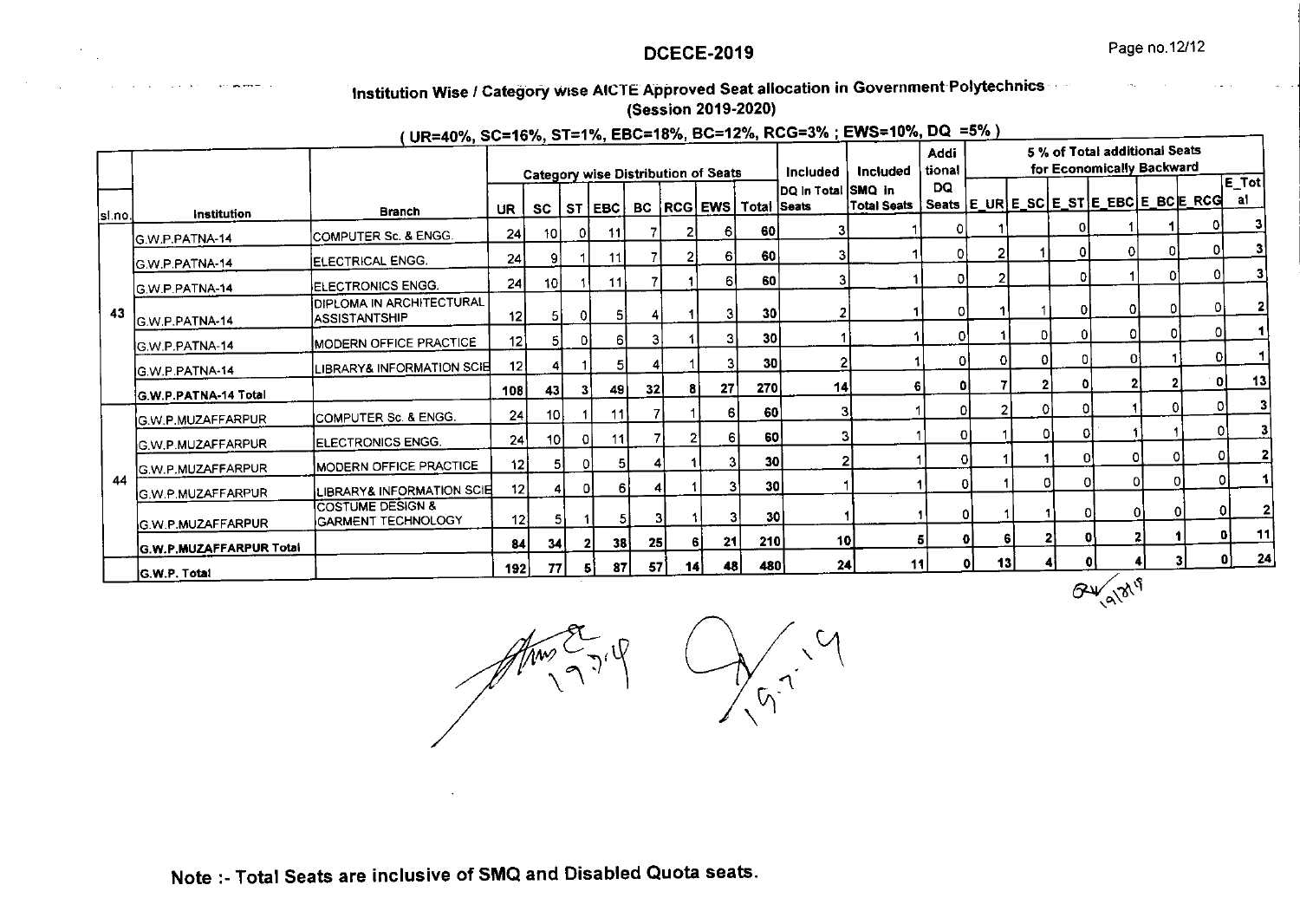## Institution Wise / Category wise AICTE Approved Seat allocation in Government Polytechnics
### (Session 2019-2020)

**( UR=40%, SC=16%, ST=1%, EBC=18%, BC=12%, RCG=3% ; EWS=10%, DQ =5% )**

| sl.no. | Institution | Branch | Category wise Distribution of Seats | | | | | | | | Included DQ in Total Seats | Included SMQ in Total Seats | Additional DQ Seats | 5 % of Total additional Seats for Economically Backward | | | | | | |
|---|---|---|---|---|---|---|---|---|---|---|---|---|---|---|---|---|---|---|---|---|
| | | | UR | SC | ST | EBC | BC | RCG | EWS | Total | | | | E_UR | E_SC | E_ST | E_EBC | E_BC | E_RCG | E_Total |
| 43 | G.W.P.PATNA-14 | COMPUTER Sc. & ENGG. | 24 | 10 | 0 | 11 | 7 | 2 | 6 | 60 | 3 | 1 | 0 | 1 | | 0 | 1 | 1 | 0 | 3 |
| | G.W.P.PATNA-14 | ELECTRICAL ENGG. | 24 | 9 | 1 | 11 | 7 | 2 | 6 | 60 | 3 | 1 | 0 | 2 | 1 | 0 | 0 | 0 | 0 | 3 |
| | G.W.P.PATNA-14 | ELECTRONICS ENGG. | 24 | 10 | 1 | 11 | 7 | 1 | 6 | 60 | 3 | 1 | 0 | 2 | | 0 | 1 | 0 | 0 | 3 |
| | G.W.P.PATNA-14 | DIPLOMA IN ARCHITECTURAL ASSISTANTSHIP | 12 | 5 | 0 | 5 | 4 | 1 | 3 | 30 | 2 | 1 | 0 | 1 | 1 | 0 | 0 | 0 | 0 | 2 |
| | G.W.P.PATNA-14 | MODERN OFFICE PRACTICE | 12 | 5 | 0 | 6 | 3 | 1 | 3 | 30 | 1 | 1 | 0 | 1 | 0 | 0 | 0 | 0 | 0 | 1 |
| | G.W.P.PATNA-14 | LIBRARY& INFORMATION SCIE | 12 | 4 | 1 | 5 | 4 | 1 | 3 | 30 | 2 | 1 | 0 | 0 | 0 | 0 | 0 | 1 | 0 | 1 |
| | **G.W.P.PATNA-14 Total** | | **108** | **43** | **3** | **49** | **32** | **8** | **27** | **270** | **14** | **6** | **0** | **7** | **2** | **0** | **2** | **2** | **0** | **13** |
| 44 | G.W.P.MUZAFFARPUR | COMPUTER Sc. & ENGG. | 24 | 10 | 1 | 11 | 7 | 1 | 6 | 60 | 3 | 1 | 0 | 2 | 0 | 0 | 1 | 0 | 0 | 3 |
| | G.W.P.MUZAFFARPUR | ELECTRONICS ENGG. | 24 | 10 | 0 | 11 | 7 | 2 | 6 | 60 | 3 | 1 | 0 | 1 | 0 | 0 | 1 | 1 | 0 | 3 |
| | G.W.P.MUZAFFARPUR | MODERN OFFICE PRACTICE | 12 | 5 | 0 | 5 | 4 | 1 | 3 | 30 | 2 | 1 | 0 | 1 | 1 | 0 | 0 | 0 | 0 | 2 |
| | G.W.P.MUZAFFARPUR | LIBRARY& INFORMATION SCIE | 12 | 4 | 0 | 6 | 4 | 1 | 3 | 30 | 1 | 1 | 0 | 1 | 0 | 0 | 0 | 0 | 0 | 1 |
| | G.W.P.MUZAFFARPUR | COSTUME DESIGN & GARMENT TECHNOLOGY | 12 | 5 | 1 | 5 | 3 | 1 | 3 | 30 | 1 | 1 | 0 | 1 | 1 | 0 | 0 | 0 | 0 | 2 |
| | **G.W.P.MUZAFFARPUR Total** | | **84** | **34** | **2** | **38** | **25** | **6** | **21** | **210** | **10** | **5** | **0** | **6** | **2** | **0** | **2** | **1** | **0** | **11** |
| | **G.W.P. Total** | | **192** | **77** | **5** | **87** | **57** | **14** | **48** | **480** | **24** | **11** | **0** | **13** | **4** | **0** | **4** | **3** | **0** | **24** |

**Note :- Total Seats are inclusive of SMQ and Disabled Quota seats.**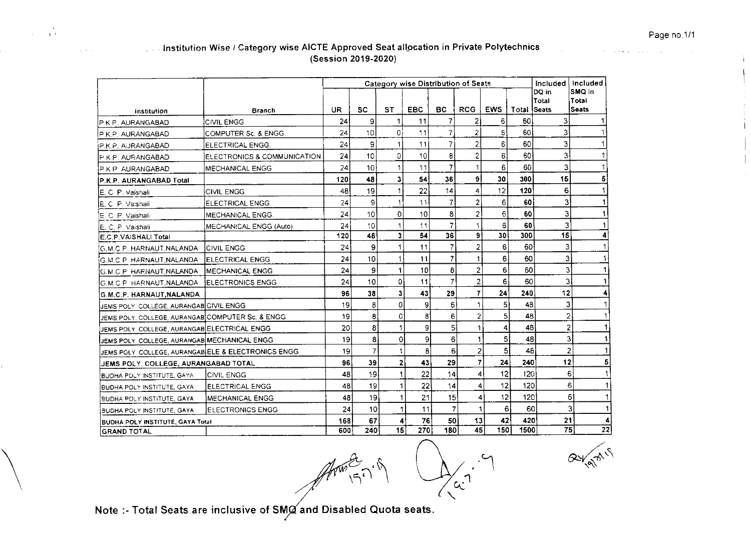## Institution Wise / Category wise AICTE Approved Seat allocation in Private Polytechnics
## (Session 2019-2020)

| Institution | Branch | Category wise Distribution of Seats | | | | | | | | Included DQ in Total Seats | Included SMQ in Total Seats |
|---|---|---|---|---|---|---|---|---|---|---|---|
| | | UR | SC | ST | EBC | BC | RCG | EWS | Total | | |
| P.K.P. AURANGABAD | CIVIL ENGG | 24 | 9 | 1 | 11 | 7 | 2 | 6 | 60 | 3 | 1 |
| P.K.P. AURANGABAD | COMPUTER Sc. & ENGG. | 24 | 10 | 0 | 11 | 7 | 2 | 6 | 60 | 3 | 1 |
| P.K.P. AURANGABAD | ELECTRICAL ENGG. | 24 | 9 | 1 | 11 | 7 | 2 | 6 | 60 | 3 | 1 |
| P.K.P. AURANGABAD | ELECTRONICS & COMMUNICATION | 24 | 10 | 0 | 10 | 8 | 2 | 6 | 60 | 3 | 1 |
| P.K.P. AURANGABAD | MECHANICAL ENGG | 24 | 10 | 1 | 11 | 7 | 1 | 6 | 60 | 3 | 1 |
| **P.K.P. AURANGABAD Total** | | **120** | **48** | **3** | **54** | **36** | **9** | **30** | **300** | **15** | **5** |
| E. C. P. Vaishali | CIVIL ENGG | 48 | 19 | 1 | 22 | 14 | 4 | 12 | 120 | 6 | 1 |
| E. C. P. Vaishali | ELECTRICAL ENGG. | 24 | 9 | 1 | 11 | 7 | 2 | 6 | 60 | 3 | 1 |
| E. C. P. Vaishali | MECHANICAL ENGG. | 24 | 10 | 0 | 10 | 8 | 2 | 6 | 60 | 3 | 1 |
| E. C. P. Vaishali | MECHANICAL ENGG (Auto) | 24 | 10 | 1 | 11 | 7 | 1 | 6 | 60 | 3 | 1 |
| **E.C.P.VAISHALI Total** | | **120** | **48** | **3** | **54** | **36** | **9** | **30** | **300** | **15** | **4** |
| G.M.C.P. HARNAUT,NALANDA | CIVIL ENGG | 24 | 9 | 1 | 11 | 7 | 2 | 6 | 60 | 3 | 1 |
| G.M.C.P. HARNAUT,NALANDA | ELECTRICAL ENGG | 24 | 10 | 1 | 11 | 7 | 1 | 6 | 60 | 3 | 1 |
| G.M.C.P. HARNAUT,NALANDA | MECHANICAL ENGG | 24 | 9 | 1 | 10 | 8 | 2 | 6 | 60 | 3 | 1 |
| G.M.C.P. HARNAUT,NALANDA | ELECTRONICS ENGG | 24 | 10 | 0 | 11 | 7 | 2 | 6 | 60 | 3 | 1 |
| **G.M.C.P. HARNAUT,NALANDA** | | **96** | **38** | **3** | **43** | **29** | **7** | **24** | **240** | **12** | **4** |
| JEMS POLY. COLLEGE, AURANGAB | CIVIL ENGG | 19 | 8 | 0 | 9 | 6 | 1 | 5 | 48 | 3 | 1 |
| JEMS POLY. COLLEGE, AURANGAB | COMPUTER Sc. & ENGG. | 19 | 8 | 0 | 8 | 6 | 2 | 5 | 48 | 2 | 1 |
| JEMS POLY. COLLEGE, AURANGAB | ELECTRICAL ENGG | 20 | 8 | 1 | 9 | 5 | 1 | 4 | 48 | 2 | 1 |
| JEMS POLY. COLLEGE, AURANGAB | MECHANICAL ENGG | 19 | 8 | 0 | 9 | 6 | 1 | 5 | 48 | 3 | 1 |
| JEMS POLY. COLLEGE, AURANGAB | ELE & ELECTRONICS ENGG | 19 | 7 | 1 | 8 | 6 | 2 | 5 | 48 | 2 | 1 |
| **JEMS POLY. COLLEGE, AURANGABAD TOTAL** | | **96** | **39** | **2** | **43** | **29** | **7** | **24** | **240** | **12** | **5** |
| BUDHA POLY INSTITUTE, GAYA | CIVIL ENGG | 48 | 19 | 1 | 22 | 14 | 4 | 12 | 120 | 6 | 1 |
| BUDHA POLY INSTITUTE, GAYA | ELECTRICAL ENGG | 48 | 19 | 1 | 22 | 14 | 4 | 12 | 120 | 6 | 1 |
| BUDHA POLY INSTITUTE, GAYA | MECHANICAL ENGG | 48 | 19 | 1 | 21 | 15 | 4 | 12 | 120 | 6 | 1 |
| BUDHA POLY INSTITUTE, GAYA | ELECTRONICS ENGG | 24 | 10 | 1 | 11 | 7 | 1 | 6 | 60 | 3 | 1 |
| **BUDHA POLY INSTITUTE, GAYA Total** | | **168** | **67** | **4** | **76** | **50** | **13** | **42** | **420** | **21** | **4** |
| **GRAND TOTAL** | | **600** | **240** | **15** | **270** | **180** | **45** | **150** | **1500** | **75** | **22** |

**Note :- Total Seats are inclusive of SMQ and Disabled Quota seats.**